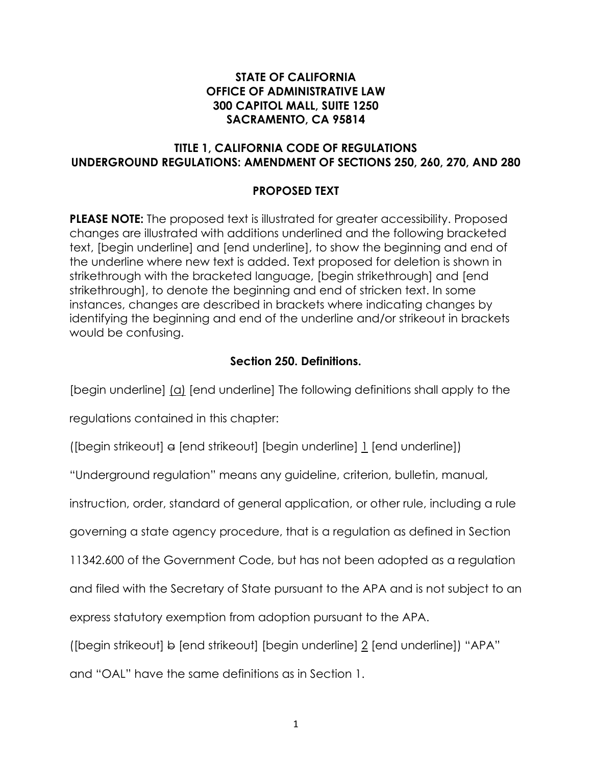**STATE OF CALIFORNIA**
**OFFICE OF ADMINISTRATIVE LAW**
**300 CAPITOL MALL, SUITE 1250**
**SACRAMENTO, CA 95814**

**TITLE 1, CALIFORNIA CODE OF REGULATIONS**
**UNDERGROUND REGULATIONS: AMENDMENT OF SECTIONS 250, 260, 270, AND 280**

**PROPOSED TEXT**

**PLEASE NOTE:** The proposed text is illustrated for greater accessibility. Proposed changes are illustrated with additions underlined and the following bracketed text, [begin underline] and [end underline], to show the beginning and end of the underline where new text is added. Text proposed for deletion is shown in strikethrough with the bracketed language, [begin strikethrough] and [end strikethrough], to denote the beginning and end of stricken text. In some instances, changes are described in brackets where indicating changes by identifying the beginning and end of the underline and/or strikeout in brackets would be confusing.

**Section 250. Definitions.**

[begin underline] <u>(a)</u> [end underline] The following definitions shall apply to the regulations contained in this chapter:

([begin strikeout] ~~a~~ [end strikeout] [begin underline] <u>1</u> [end underline]) "Underground regulation" means any guideline, criterion, bulletin, manual, instruction, order, standard of general application, or other rule, including a rule governing a state agency procedure, that is a regulation as defined in Section 11342.600 of the Government Code, but has not been adopted as a regulation and filed with the Secretary of State pursuant to the APA and is not subject to an express statutory exemption from adoption pursuant to the APA.

([begin strikeout] ~~b~~ [end strikeout] [begin underline] <u>2</u> [end underline]) "APA" and "OAL" have the same definitions as in Section 1.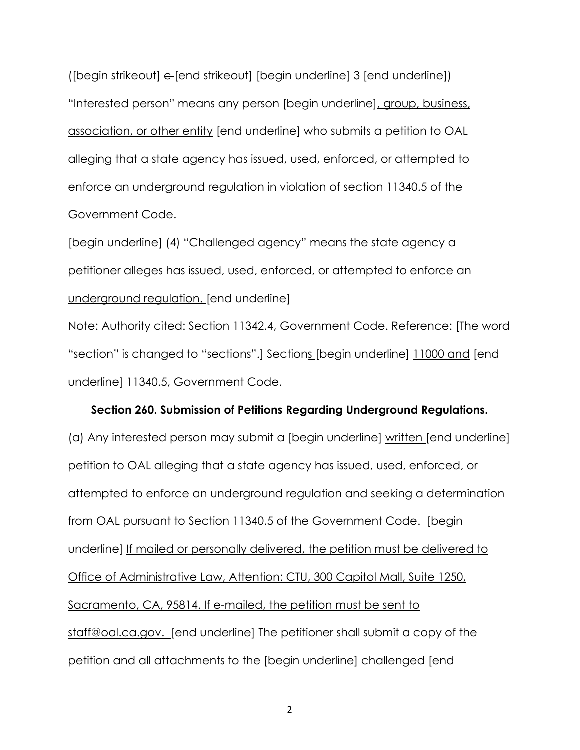([begin strikeout] c [end strikeout] [begin underline] 3 [end underline]) "Interested person" means any person [begin underline], group, business, association, or other entity [end underline] who submits a petition to OAL alleging that a state agency has issued, used, enforced, or attempted to enforce an underground regulation in violation of section 11340.5 of the Government Code.

[begin underline] (4) "Challenged agency" means the state agency a petitioner alleges has issued, used, enforced, or attempted to enforce an underground regulation. [end underline]

Note: Authority cited: Section 11342.4, Government Code. Reference: [The word "section" is changed to "sections".] Sections [begin underline] 11000 and [end underline] 11340.5, Government Code.

**Section 260. Submission of Petitions Regarding Underground Regulations.**

(a) Any interested person may submit a [begin underline] written [end underline] petition to OAL alleging that a state agency has issued, used, enforced, or attempted to enforce an underground regulation and seeking a determination from OAL pursuant to Section 11340.5 of the Government Code. [begin underline] If mailed or personally delivered, the petition must be delivered to Office of Administrative Law, Attention: CTU, 300 Capitol Mall, Suite 1250, Sacramento, CA, 95814. If e-mailed, the petition must be sent to staff@oal.ca.gov. [end underline] The petitioner shall submit a copy of the petition and all attachments to the [begin underline] challenged [end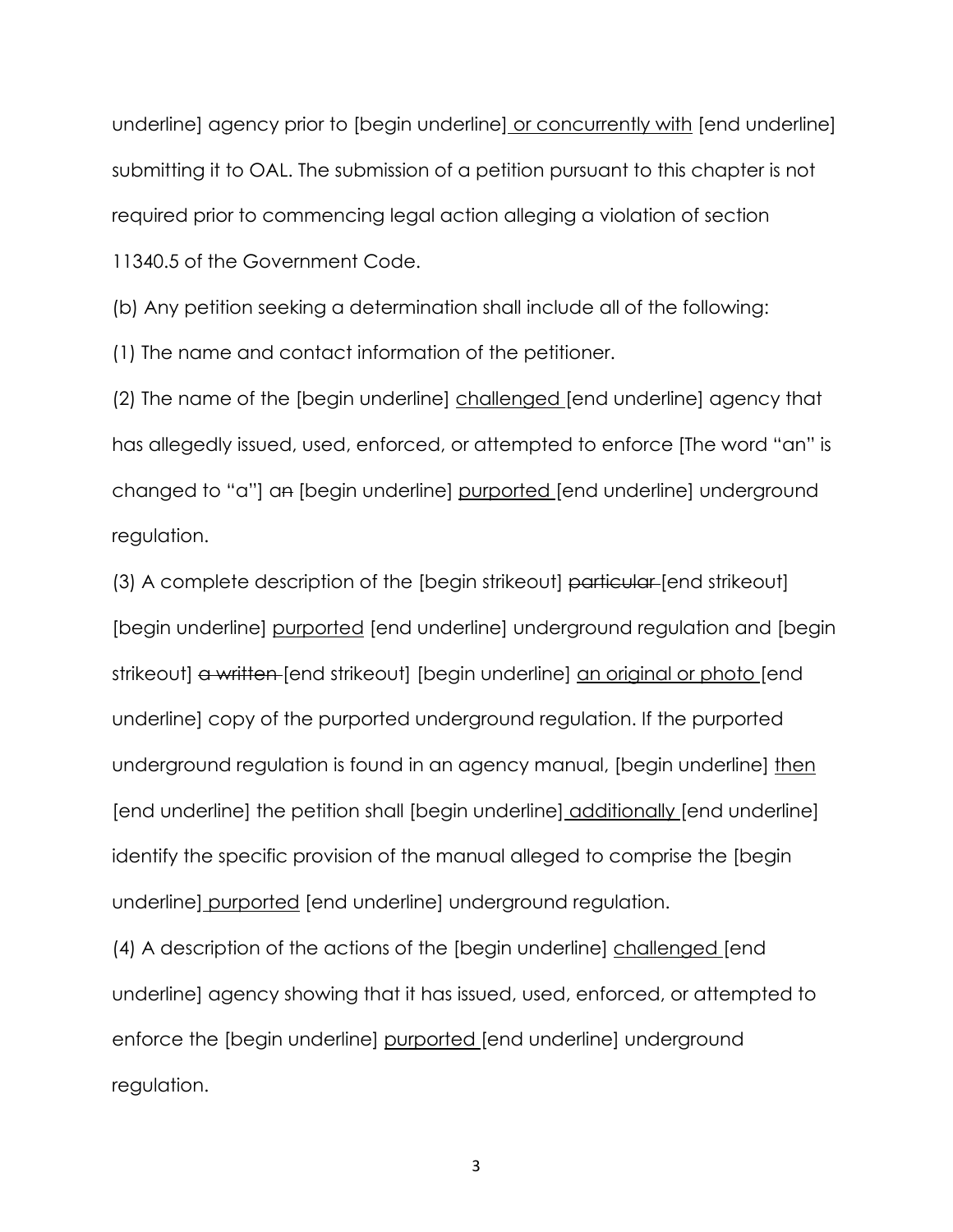underline] agency prior to [begin underline] <u>or concurrently with</u> [end underline] submitting it to OAL. The submission of a petition pursuant to this chapter is not required prior to commencing legal action alleging a violation of section 11340.5 of the Government Code.

(b) Any petition seeking a determination shall include all of the following:

(1) The name and contact information of the petitioner.

(2) The name of the [begin underline] <u>challenged</u> [end underline] agency that has allegedly issued, used, enforced, or attempted to enforce [The word "an" is changed to "a"] a~~n~~ [begin underline] <u>purported</u> [end underline] underground regulation.

(3) A complete description of the [begin strikeout] ~~particular~~ [end strikeout] [begin underline] <u>purported</u> [end underline] underground regulation and [begin strikeout] ~~a written~~ [end strikeout] [begin underline] <u>an original or photo</u> [end underline] copy of the purported underground regulation. If the purported underground regulation is found in an agency manual, [begin underline] <u>then</u> [end underline] the petition shall [begin underline] <u>additionally</u> [end underline] identify the specific provision of the manual alleged to comprise the [begin underline] <u>purported</u> [end underline] underground regulation.

(4) A description of the actions of the [begin underline] <u>challenged</u> [end underline] agency showing that it has issued, used, enforced, or attempted to enforce the [begin underline] <u>purported</u> [end underline] underground regulation.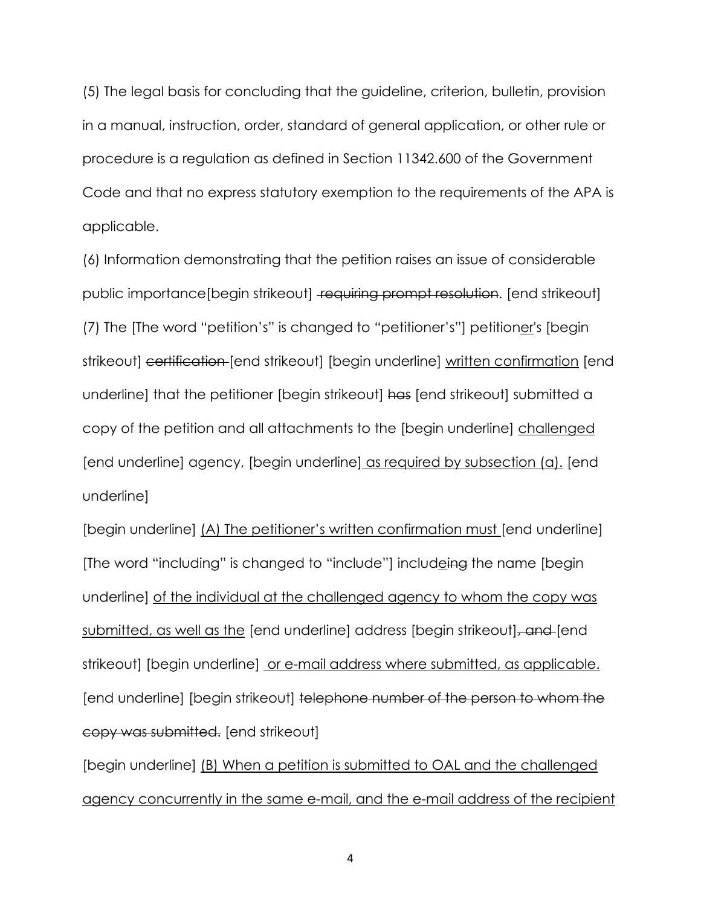(5) The legal basis for concluding that the guideline, criterion, bulletin, provision in a manual, instruction, order, standard of general application, or other rule or procedure is a regulation as defined in Section 11342.600 of the Government Code and that no express statutory exemption to the requirements of the APA is applicable.

(6) Information demonstrating that the petition raises an issue of considerable public importance[begin strikeout] ~~requiring prompt resolution~~. [end strikeout]

(7) The [The word "petition's" is changed to "petitioner's"] petition<u>er</u>'s [begin strikeout] ~~certification~~ [end strikeout] [begin underline] <u>written confirmation</u> [end underline] that the petitioner [begin strikeout] ~~has~~ [end strikeout] submitted a copy of the petition and all attachments to the [begin underline] <u>challenged</u> [end underline] agency, [begin underline] <u>as required by subsection (a).</u> [end underline]

[begin underline] <u>(A) The petitioner's written confirmation must</u> [end underline] [The word "including" is changed to "include"] includ<u>e</u>~~ing~~ the name [begin underline] <u>of the individual at the challenged agency to whom the copy was submitted, as well as the</u> [end underline] address [begin strikeout]~~, and~~ [end strikeout] [begin underline] <u>or e-mail address where submitted, as applicable.</u> [end underline] [begin strikeout] ~~telephone number of the person to whom the copy was submitted.~~ [end strikeout]

[begin underline] <u>(B) When a petition is submitted to OAL and the challenged agency concurrently in the same e-mail, and the e-mail address of the recipient</u>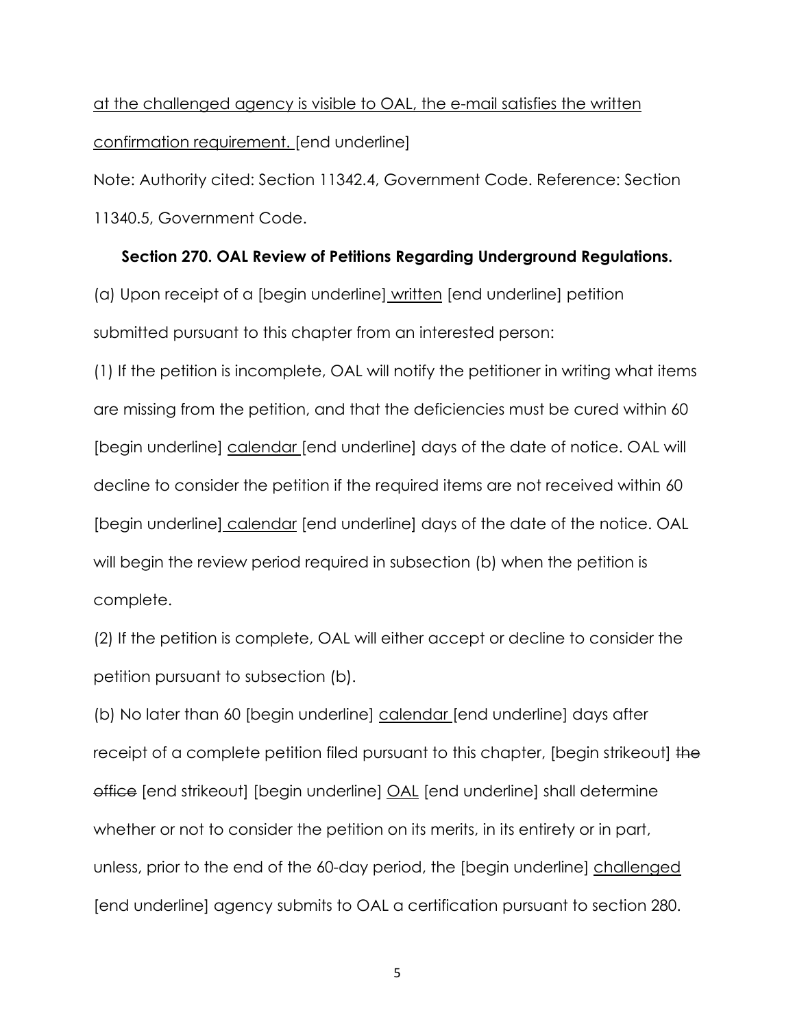at the challenged agency is visible to OAL, the e-mail satisfies the written confirmation requirement. [end underline]

Note: Authority cited: Section 11342.4, Government Code. Reference: Section 11340.5, Government Code.

**Section 270. OAL Review of Petitions Regarding Underground Regulations.**

(a) Upon receipt of a [begin underline] written [end underline] petition submitted pursuant to this chapter from an interested person:

(1) If the petition is incomplete, OAL will notify the petitioner in writing what items are missing from the petition, and that the deficiencies must be cured within 60 [begin underline] calendar [end underline] days of the date of notice. OAL will decline to consider the petition if the required items are not received within 60 [begin underline] calendar [end underline] days of the date of the notice. OAL will begin the review period required in subsection (b) when the petition is complete.

(2) If the petition is complete, OAL will either accept or decline to consider the petition pursuant to subsection (b).

(b) No later than 60 [begin underline] calendar [end underline] days after receipt of a complete petition filed pursuant to this chapter, [begin strikeout] the office [end strikeout] [begin underline] OAL [end underline] shall determine whether or not to consider the petition on its merits, in its entirety or in part, unless, prior to the end of the 60-day period, the [begin underline] challenged [end underline] agency submits to OAL a certification pursuant to section 280.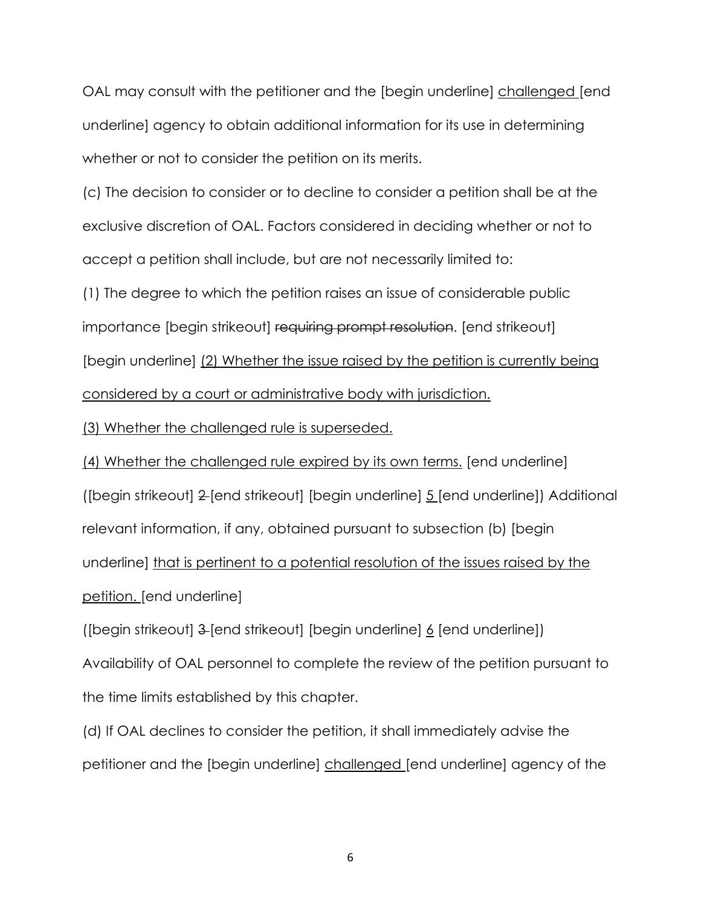OAL may consult with the petitioner and the [begin underline] challenged [end underline] agency to obtain additional information for its use in determining whether or not to consider the petition on its merits.

(c) The decision to consider or to decline to consider a petition shall be at the exclusive discretion of OAL. Factors considered in deciding whether or not to accept a petition shall include, but are not necessarily limited to:

(1) The degree to which the petition raises an issue of considerable public importance [begin strikeout] ~~requiring prompt resolution~~. [end strikeout] [begin underline] (2) Whether the issue raised by the petition is currently being considered by a court or administrative body with jurisdiction.

(3) Whether the challenged rule is superseded.

(4) Whether the challenged rule expired by its own terms. [end underline]

([begin strikeout] ~~2~~ [end strikeout] [begin underline] 5 [end underline]) Additional relevant information, if any, obtained pursuant to subsection (b) [begin underline] that is pertinent to a potential resolution of the issues raised by the petition. [end underline]

([begin strikeout] ~~3~~ [end strikeout] [begin underline] 6 [end underline]) Availability of OAL personnel to complete the review of the petition pursuant to the time limits established by this chapter.

(d) If OAL declines to consider the petition, it shall immediately advise the petitioner and the [begin underline] challenged [end underline] agency of the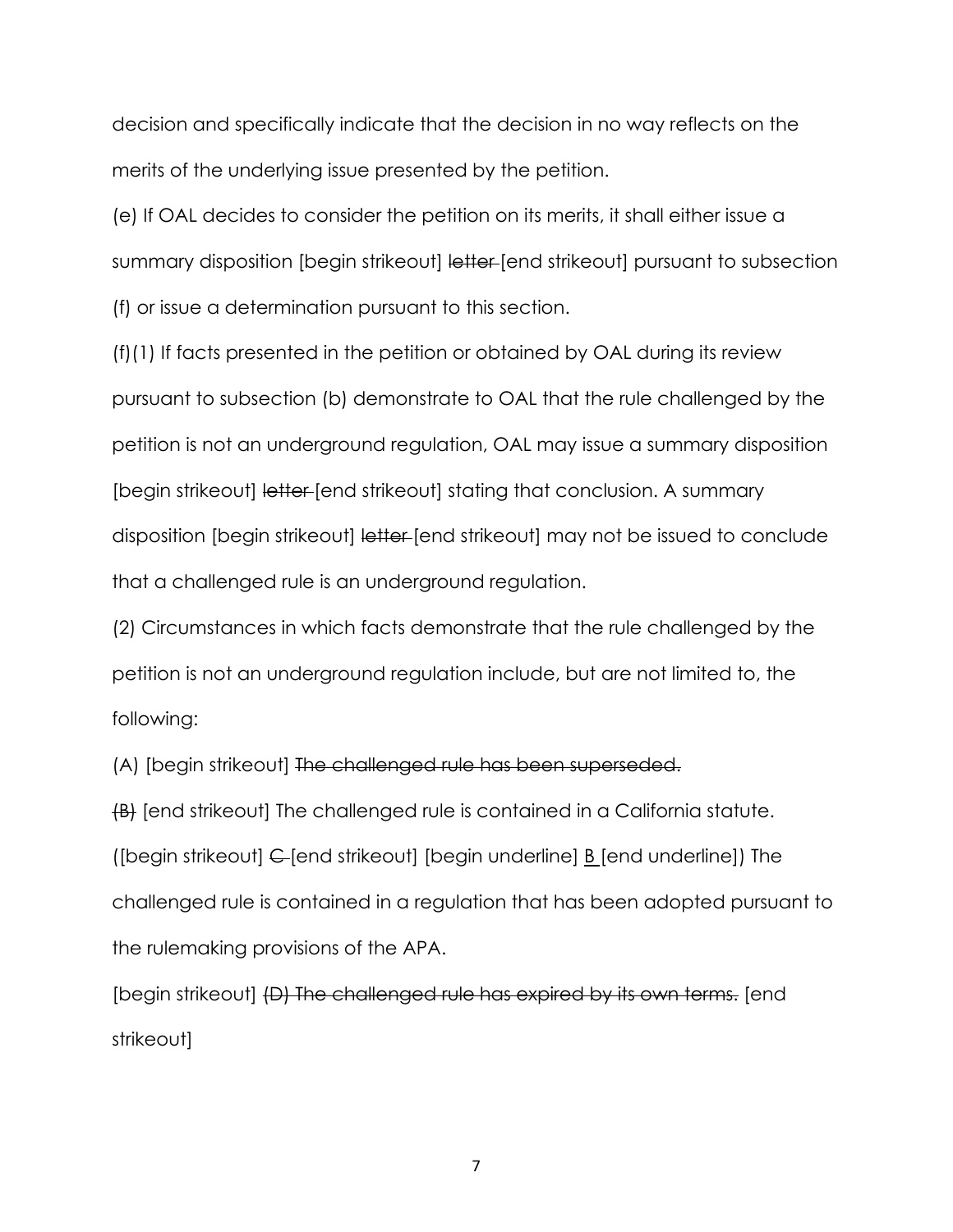decision and specifically indicate that the decision in no way reflects on the merits of the underlying issue presented by the petition.

(e) If OAL decides to consider the petition on its merits, it shall either issue a summary disposition [begin strikeout] ~~letter~~ [end strikeout] pursuant to subsection (f) or issue a determination pursuant to this section.

(f)(1) If facts presented in the petition or obtained by OAL during its review pursuant to subsection (b) demonstrate to OAL that the rule challenged by the petition is not an underground regulation, OAL may issue a summary disposition [begin strikeout] ~~letter~~ [end strikeout] stating that conclusion. A summary disposition [begin strikeout] ~~letter~~ [end strikeout] may not be issued to conclude that a challenged rule is an underground regulation.

(2) Circumstances in which facts demonstrate that the rule challenged by the petition is not an underground regulation include, but are not limited to, the following:

(A) [begin strikeout] ~~The challenged rule has been superseded.~~

~~(B)~~ [end strikeout] The challenged rule is contained in a California statute.

([begin strikeout] ~~C~~ [end strikeout] [begin underline] <u>B</u> [end underline]) The challenged rule is contained in a regulation that has been adopted pursuant to the rulemaking provisions of the APA.

[begin strikeout] ~~(D) The challenged rule has expired by its own terms.~~ [end strikeout]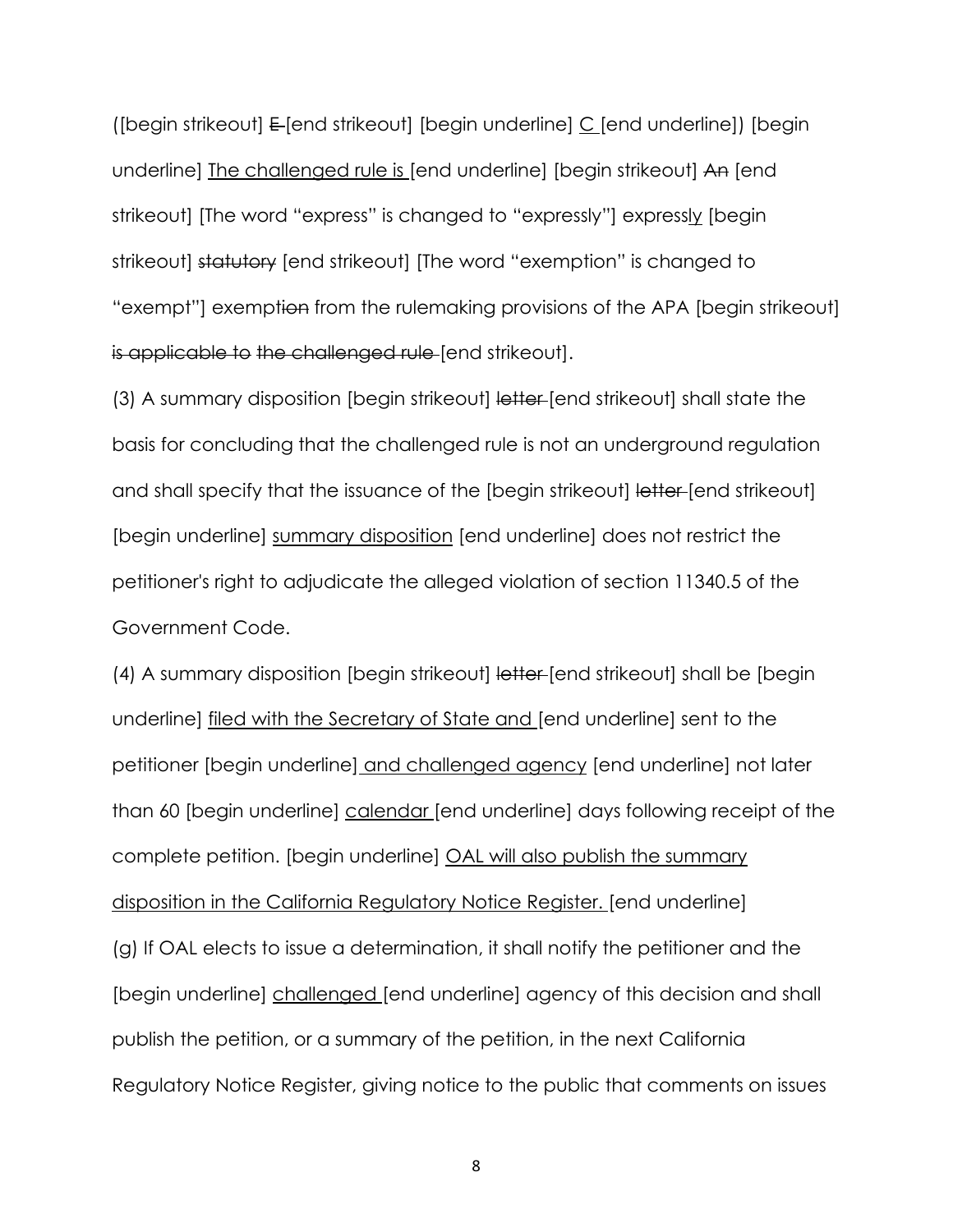([begin strikeout] ~~E~~ [end strikeout] [begin underline] <u>C</u> [end underline]) [begin underline] <u>The challenged rule is</u> [end underline] [begin strikeout] ~~An~~ [end strikeout] [The word "express" is changed to "expressly"] express<u>ly</u> [begin strikeout] ~~statutory~~ [end strikeout] [The word "exemption" is changed to "exempt"] exempt~~ion~~ from the rulemaking provisions of the APA [begin strikeout] ~~is applicable to the challenged rule~~ [end strikeout].

(3) A summary disposition [begin strikeout] ~~letter~~ [end strikeout] shall state the basis for concluding that the challenged rule is not an underground regulation and shall specify that the issuance of the [begin strikeout] ~~letter~~ [end strikeout] [begin underline] <u>summary disposition</u> [end underline] does not restrict the petitioner's right to adjudicate the alleged violation of section 11340.5 of the Government Code.

(4) A summary disposition [begin strikeout] ~~letter~~ [end strikeout] shall be [begin underline] <u>filed with the Secretary of State and</u> [end underline] sent to the petitioner [begin underline] <u>and challenged agency</u> [end underline] not later than 60 [begin underline] <u>calendar</u> [end underline] days following receipt of the complete petition. [begin underline] <u>OAL will also publish the summary disposition in the California Regulatory Notice Register.</u> [end underline]

(g) If OAL elects to issue a determination, it shall notify the petitioner and the [begin underline] <u>challenged</u> [end underline] agency of this decision and shall publish the petition, or a summary of the petition, in the next California Regulatory Notice Register, giving notice to the public that comments on issues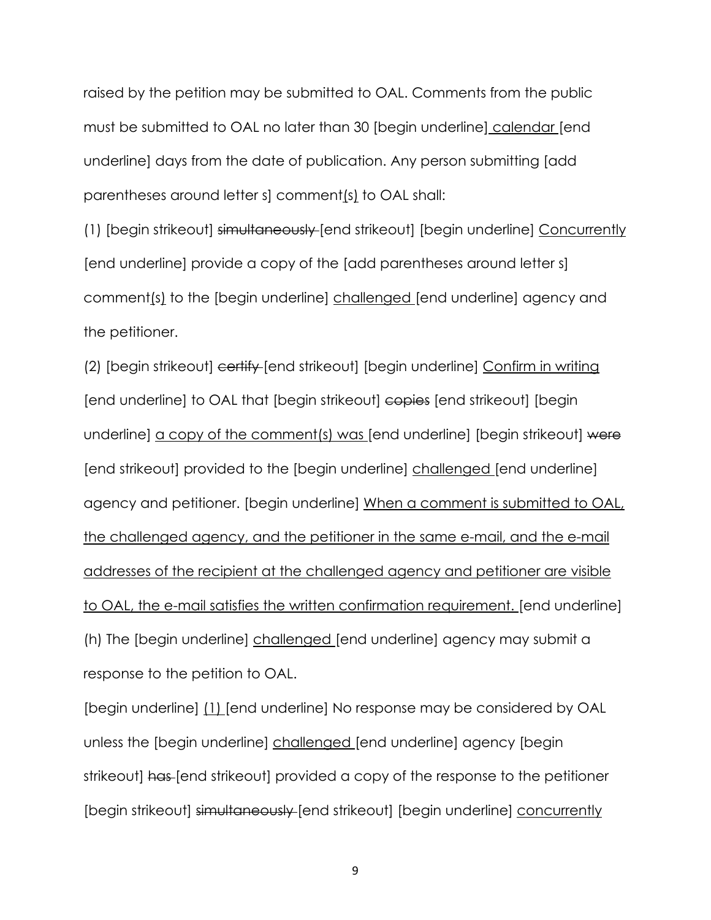raised by the petition may be submitted to OAL. Comments from the public must be submitted to OAL no later than 30 [begin underline] calendar [end underline] days from the date of publication. Any person submitting [add parentheses around letter s] comment(s) to OAL shall:

(1) [begin strikeout] ~~simultaneously~~ [end strikeout] [begin underline] Concurrently [end underline] provide a copy of the [add parentheses around letter s] comment(s) to the [begin underline] challenged [end underline] agency and the petitioner.

(2) [begin strikeout] ~~certify~~ [end strikeout] [begin underline] Confirm in writing [end underline] to OAL that [begin strikeout] ~~copies~~ [end strikeout] [begin underline] a copy of the comment(s) was [end underline] [begin strikeout] ~~were~~ [end strikeout] provided to the [begin underline] challenged [end underline] agency and petitioner. [begin underline] When a comment is submitted to OAL, the challenged agency, and the petitioner in the same e-mail, and the e-mail addresses of the recipient at the challenged agency and petitioner are visible to OAL, the e-mail satisfies the written confirmation requirement. [end underline]

(h) The [begin underline] challenged [end underline] agency may submit a response to the petition to OAL.

[begin underline] (1) [end underline] No response may be considered by OAL unless the [begin underline] challenged [end underline] agency [begin strikeout] ~~has~~ [end strikeout] provided a copy of the response to the petitioner [begin strikeout] ~~simultaneously~~ [end strikeout] [begin underline] concurrently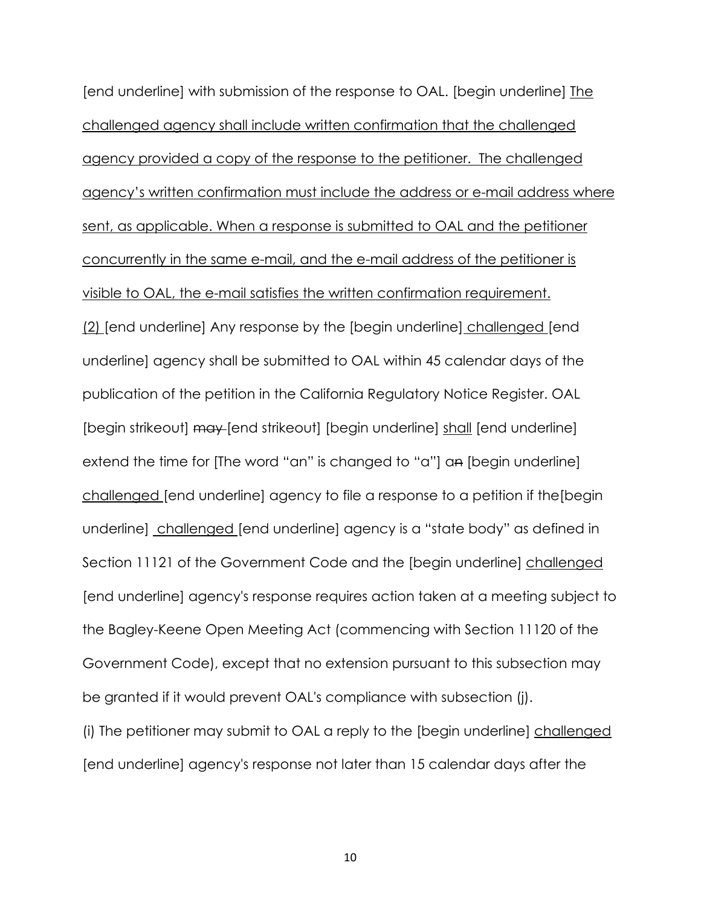[end underline] with submission of the response to OAL. [begin underline] <u>The challenged agency shall include written confirmation that the challenged agency provided a copy of the response to the petitioner. The challenged agency's written confirmation must include the address or e-mail address where sent, as applicable. When a response is submitted to OAL and the petitioner concurrently in the same e-mail, and the e-mail address of the petitioner is visible to OAL, the e-mail satisfies the written confirmation requirement.</u>

<u>(2)</u> [end underline] Any response by the [begin underline] <u>challenged</u> [end underline] agency shall be submitted to OAL within 45 calendar days of the publication of the petition in the California Regulatory Notice Register. OAL [begin strikeout] ~~may~~ [end strikeout] [begin underline] <u>shall</u> [end underline] extend the time for [The word "an" is changed to "a"] a~~n~~ [begin underline] <u>challenged</u> [end underline] agency to file a response to a petition if the[begin underline] <u>challenged</u> [end underline] agency is a "state body" as defined in Section 11121 of the Government Code and the [begin underline] <u>challenged</u> [end underline] agency's response requires action taken at a meeting subject to the Bagley-Keene Open Meeting Act (commencing with Section 11120 of the Government Code), except that no extension pursuant to this subsection may be granted if it would prevent OAL's compliance with subsection (j).

(i) The petitioner may submit to OAL a reply to the [begin underline] <u>challenged</u> [end underline] agency's response not later than 15 calendar days after the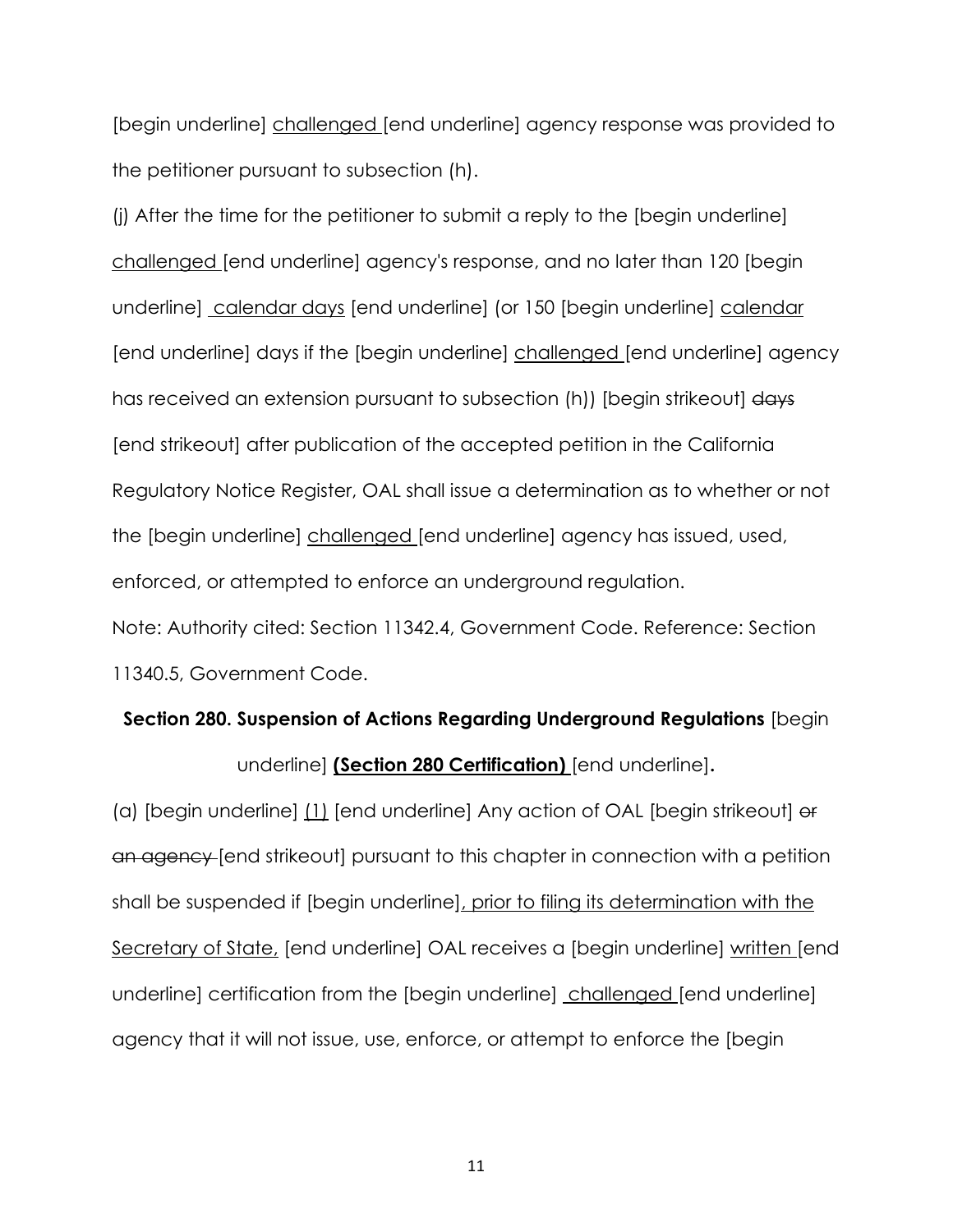[begin underline] challenged [end underline] agency response was provided to the petitioner pursuant to subsection (h).

(j) After the time for the petitioner to submit a reply to the [begin underline] challenged [end underline] agency's response, and no later than 120 [begin underline] calendar days [end underline] (or 150 [begin underline] calendar [end underline] days if the [begin underline] challenged [end underline] agency has received an extension pursuant to subsection (h)) [begin strikeout] days [end strikeout] after publication of the accepted petition in the California Regulatory Notice Register, OAL shall issue a determination as to whether or not the [begin underline] challenged [end underline] agency has issued, used, enforced, or attempted to enforce an underground regulation.

Note: Authority cited: Section 11342.4, Government Code. Reference: Section 11340.5, Government Code.

**Section 280. Suspension of Actions Regarding Underground Regulations** [begin underline] **(Section 280 Certification)** [end underline].

(a) [begin underline] (1) [end underline] Any action of OAL [begin strikeout] or an agency [end strikeout] pursuant to this chapter in connection with a petition shall be suspended if [begin underline], prior to filing its determination with the Secretary of State, [end underline] OAL receives a [begin underline] written [end underline] certification from the [begin underline] challenged [end underline] agency that it will not issue, use, enforce, or attempt to enforce the [begin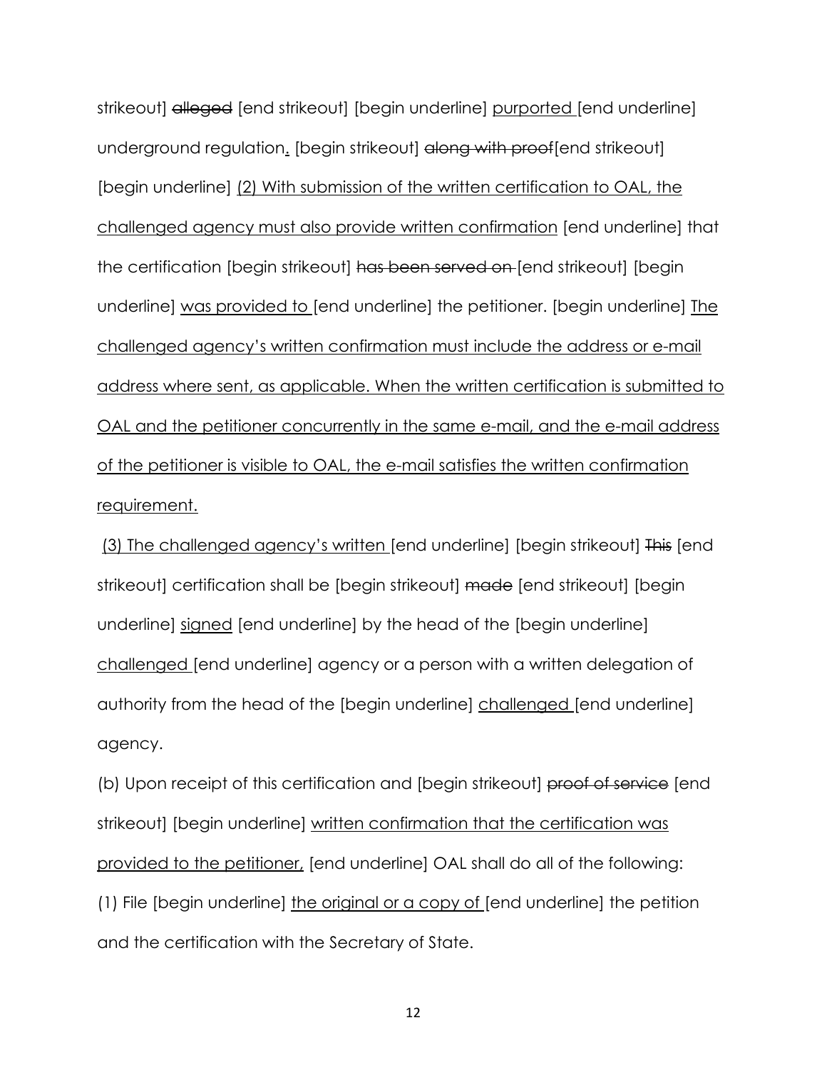strikeout] ~~alleged~~ [end strikeout] [begin underline] <u>purported</u> [end underline] underground regulation<u>.</u> [begin strikeout] ~~along with proof~~[end strikeout] [begin underline] <u>(2) With submission of the written certification to OAL, the challenged agency must also provide written confirmation</u> [end underline] that the certification [begin strikeout] ~~has been served on~~ [end strikeout] [begin underline] <u>was provided to</u> [end underline] the petitioner. [begin underline] <u>The challenged agency's written confirmation must include the address or e-mail address where sent, as applicable. When the written certification is submitted to OAL and the petitioner concurrently in the same e-mail, and the e-mail address of the petitioner is visible to OAL, the e-mail satisfies the written confirmation requirement.</u>

<u>(3) The challenged agency's written</u> [end underline] [begin strikeout] ~~This~~ [end strikeout] certification shall be [begin strikeout] ~~made~~ [end strikeout] [begin underline] <u>signed</u> [end underline] by the head of the [begin underline] <u>challenged</u> [end underline] agency or a person with a written delegation of authority from the head of the [begin underline] <u>challenged</u> [end underline] agency.

(b) Upon receipt of this certification and [begin strikeout] ~~proof of service~~ [end strikeout] [begin underline] <u>written confirmation that the certification was provided to the petitioner,</u> [end underline] OAL shall do all of the following:

(1) File [begin underline] <u>the original or a copy of</u> [end underline] the petition and the certification with the Secretary of State.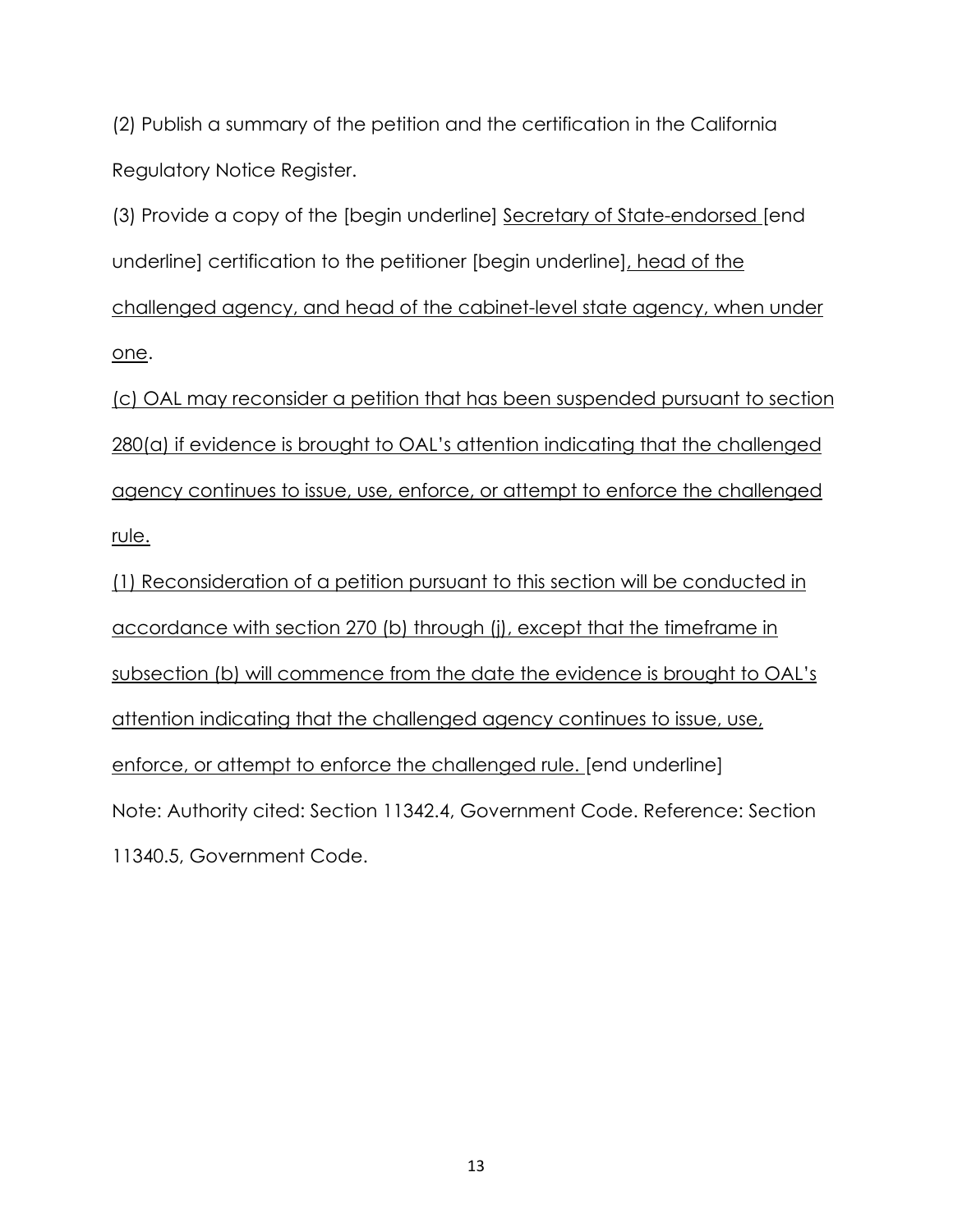(2) Publish a summary of the petition and the certification in the California Regulatory Notice Register.

(3) Provide a copy of the [begin underline] Secretary of State-endorsed [end underline] certification to the petitioner [begin underline], head of the challenged agency, and head of the cabinet-level state agency, when under one.

(c) OAL may reconsider a petition that has been suspended pursuant to section 280(a) if evidence is brought to OAL's attention indicating that the challenged agency continues to issue, use, enforce, or attempt to enforce the challenged rule.

(1) Reconsideration of a petition pursuant to this section will be conducted in accordance with section 270 (b) through (j), except that the timeframe in subsection (b) will commence from the date the evidence is brought to OAL's attention indicating that the challenged agency continues to issue, use, enforce, or attempt to enforce the challenged rule. [end underline]

Note: Authority cited: Section 11342.4, Government Code. Reference: Section 11340.5, Government Code.